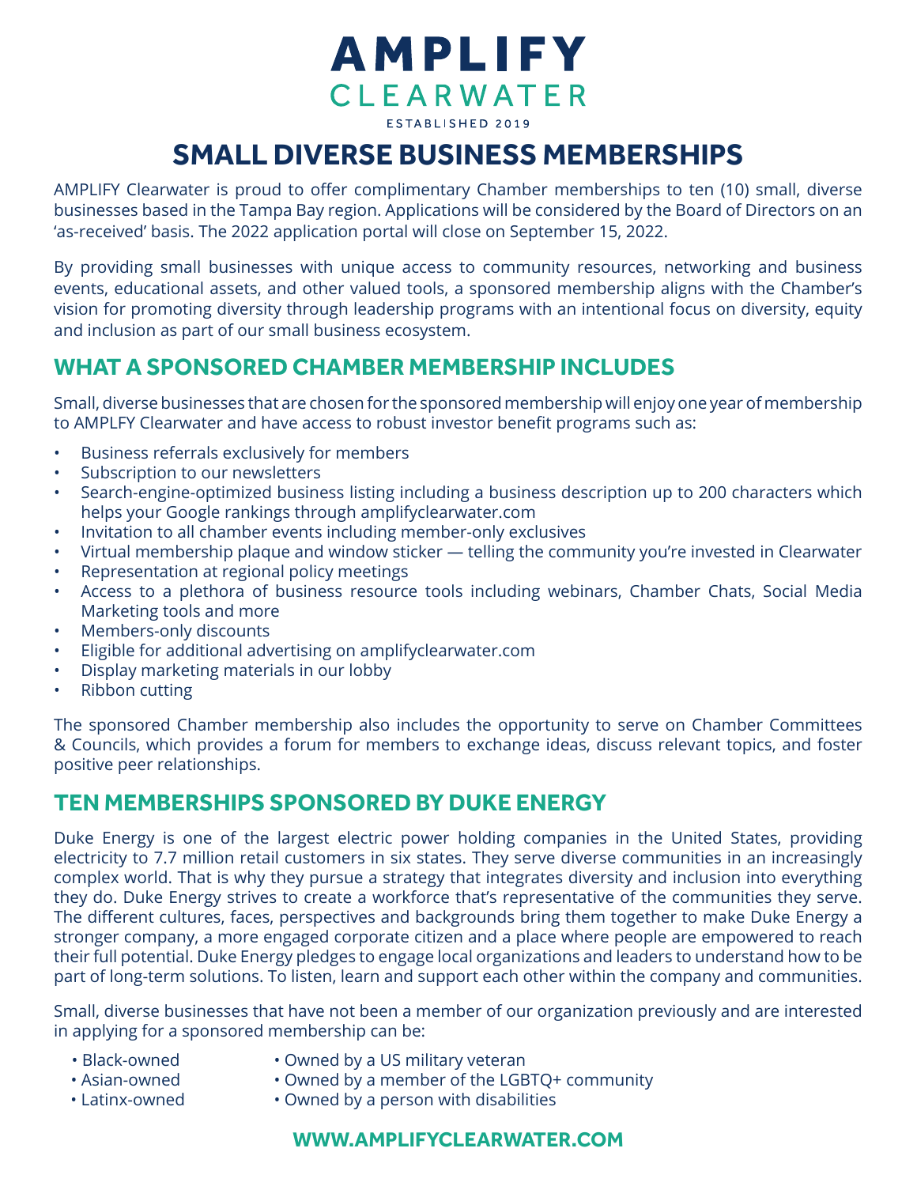# AMPLIFY CLEARWATER

ESTABLISHED 2019

# SMALL DIVERSE BUSINESS MEMBERSHIPS

AMPLIFY Clearwater is proud to offer complimentary Chamber memberships to ten (10) small, diverse businesses based in the Tampa Bay region. Applications will be considered by the Board of Directors on an 'as-received' basis. The 2022 application portal will close on September 15, 2022.

By providing small businesses with unique access to community resources, networking and business events, educational assets, and other valued tools, a sponsored membership aligns with the Chamber's vision for promoting diversity through leadership programs with an intentional focus on diversity, equity and inclusion as part of our small business ecosystem.

## WHAT A SPONSORED CHAMBER MEMBERSHIP INCLUDES

Small, diverse businesses that are chosen for the sponsored membership will enjoy one year of membership to AMPLFY Clearwater and have access to robust investor benefit programs such as:

- Business referrals exclusively for members
- Subscription to our newsletters
- Search-engine-optimized business listing including a business description up to 200 characters which helps your Google rankings through amplifyclearwater.com
- Invitation to all chamber events including member-only exclusives
- Virtual membership plaque and window sticker — telling the community you're invested in Clearwater
- Representation at regional policy meetings
- Access to a plethora of business resource tools including webinars, Chamber Chats, Social Media Marketing tools and more
- Members-only discounts
- Eligible for additional advertising on amplifyclearwater.com
- Display marketing materials in our lobby
- Ribbon cutting

The sponsored Chamber membership also includes the opportunity to serve on Chamber Committees & Councils, which provides a forum for members to exchange ideas, discuss relevant topics, and foster positive peer relationships.

## TEN MEMBERSHIPS SPONSORED BY DUKE ENERGY

Duke Energy is one of the largest electric power holding companies in the United States, providing electricity to 7.7 million retail customers in six states. They serve diverse communities in an increasingly complex world. That is why they pursue a strategy that integrates diversity and inclusion into everything they do. Duke Energy strives to create a workforce that's representative of the communities they serve. The different cultures, faces, perspectives and backgrounds bring them together to make Duke Energy a stronger company, a more engaged corporate citizen and a place where people are empowered to reach their full potential. Duke Energy pledges to engage local organizations and leaders to understand how to be part of long-term solutions. To listen, learn and support each other within the company and communities.

Small, diverse businesses that have not been a member of our organization previously and are interested in applying for a sponsored membership can be:

- Black-owned
- Asian-owned
- Latinx-owned
- Owned by a US military veteran
- Owned by a member of the LGBTQ+ community
- Owned by a person with disabilities

**WWW.AMPLIFYCLEARWATER.COM**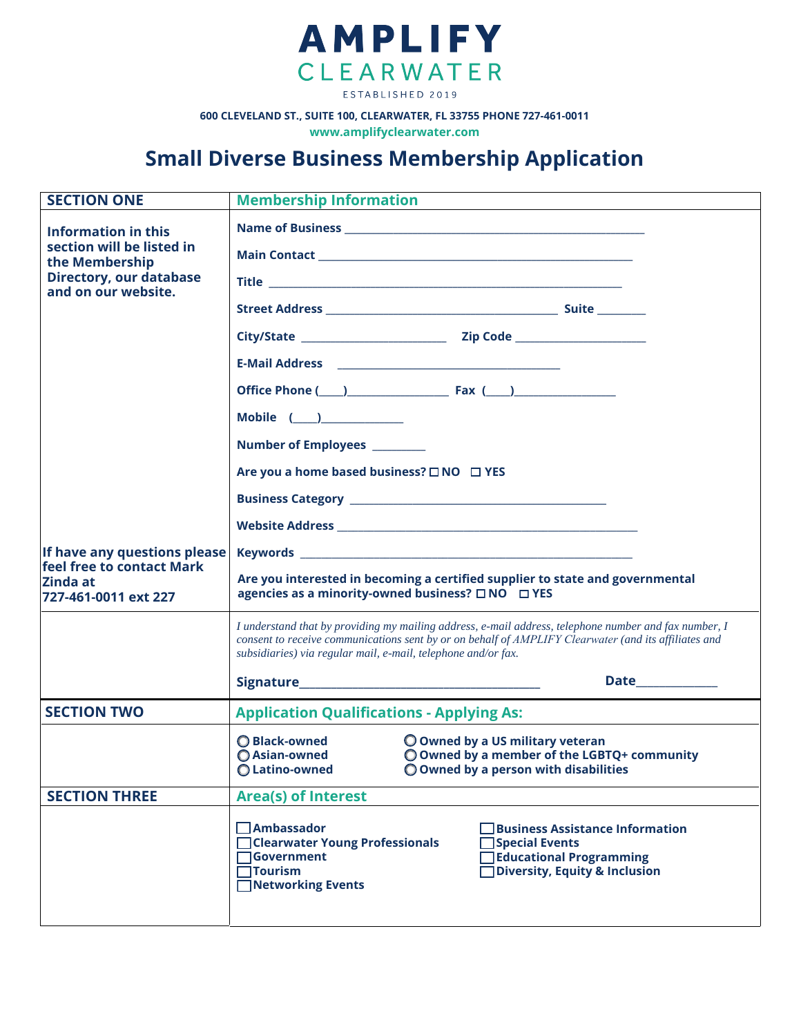# AMPLIFY CLEARWATER

ESTABLISHED 2019

**600 CLEVELAND ST., SUITE 100, CLEARWATER, FL 33755 PHONE 727-461-0011**

**www.amplifyclearwater.com**

## Small Diverse Business Membership Application

| SECTION ONE | Membership Information |
|---|---|
| **Information in this section will be listed in the Membership Directory, our database and on our website.** | **Name of Business** ______________________________ |
| | **Main Contact** ______________________________ |
| | **Title** ______________________________ |
| | **Street Address** ______________________ **Suite** ________ |
| | **City/State** ________________ **Zip Code** ________________ |
| | **E-Mail Address** ______________________________ |
| | **Office Phone** (____)______________ **Fax** (____)______________ |
| | **Mobile** (____)____________ |
| | **Number of Employees** ________ |
| | **Are you a home based business?** ☐ NO ☐ YES |
| | **Business Category** ______________________________ |
| | **Website Address** ______________________________ |
| **If have any questions please feel free to contact Mark Zinda at 727-461-0011 ext 227** | **Keywords** ______________________________ |
| | **Are you interested in becoming a certified supplier to state and governmental agencies as a minority-owned business?** ☐ NO ☐ YES |
| | *I understand that by providing my mailing address, e-mail address, telephone number and fax number, I consent to receive communications sent by or on behalf of AMPLIFY Clearwater (and its affiliates and subsidiaries) via regular mail, e-mail, telephone and/or fax.* |
| | **Signature**______________________________ **Date**____________ |

| SECTION TWO | Application Qualifications - Applying As: |
|---|---|
| | ◯ Black-owned<br>◯ Asian-owned<br>◯ Latino-owned<br>◯ Owned by a US military veteran<br>◯ Owned by a member of the LGBTQ+ community<br>◯ Owned by a person with disabilities |

| SECTION THREE | Area(s) of Interest |
|---|---|
| | ☐ Ambassador<br>☐ Clearwater Young Professionals<br>☐ Government<br>☐ Tourism<br>☐ Networking Events<br>☐ Business Assistance Information<br>☐ Special Events<br>☐ Educational Programming<br>☐ Diversity, Equity & Inclusion |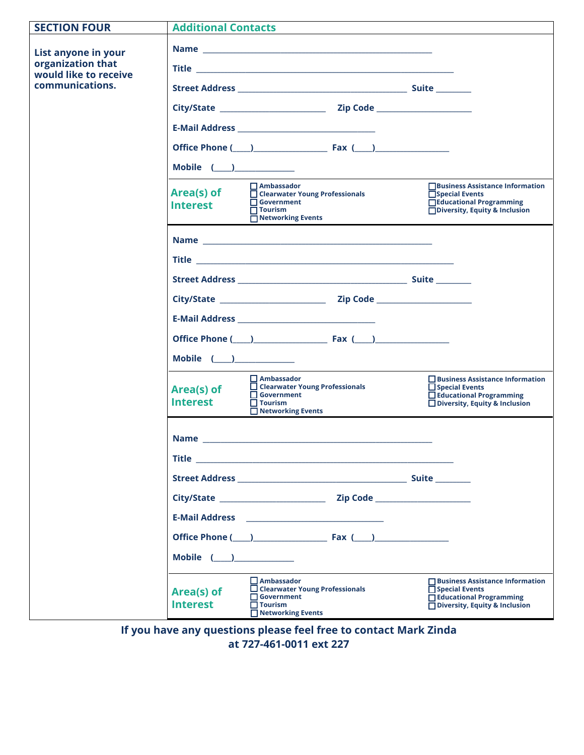## SECTION FOUR — Additional Contacts

**List anyone in your organization that would like to receive communications.**

**Name** ______________________________

**Title** ______________________________

**Street Address** ______________________________ **Suite** ________

**City/State** ______________________ **Zip Code** ______________________

**E-Mail Address** ______________________________

**Office Phone** (____)________________ **Fax** (____)________________

**Mobile** (____)______________

**Area(s) of Interest**

- ☐ Ambassador
- ☐ Clearwater Young Professionals
- ☐ Government
- ☐ Tourism
- ☐ Networking Events
- ☐ Business Assistance Information
- ☐ Special Events
- ☐ Educational Programming
- ☐ Diversity, Equity & Inclusion

---

**Name** ______________________________

**Title** ______________________________

**Street Address** ______________________________ **Suite** ________

**City/State** ______________________ **Zip Code** ______________________

**E-Mail Address** ______________________________

**Office Phone** (____)________________ **Fax** (____)________________

**Mobile** (____)______________

**Area(s) of Interest**

- ☐ Ambassador
- ☐ Clearwater Young Professionals
- ☐ Government
- ☐ Tourism
- ☐ Networking Events
- ☐ Business Assistance Information
- ☐ Special Events
- ☐ Educational Programming
- ☐ Diversity, Equity & Inclusion

---

**Name** ______________________________

**Title** ______________________________

**Street Address** ______________________________ **Suite** ________

**City/State** ______________________ **Zip Code** ______________________

**E-Mail Address** ______________________________

**Office Phone** (____)________________ **Fax** (____)________________

**Mobile** (____)______________

**Area(s) of Interest**

- ☐ Ambassador
- ☐ Clearwater Young Professionals
- ☐ Government
- ☐ Tourism
- ☐ Networking Events
- ☐ Business Assistance Information
- ☐ Special Events
- ☐ Educational Programming
- ☐ Diversity, Equity & Inclusion

---

**If you have any questions please feel free to contact Mark Zinda at 727-461-0011 ext 227**